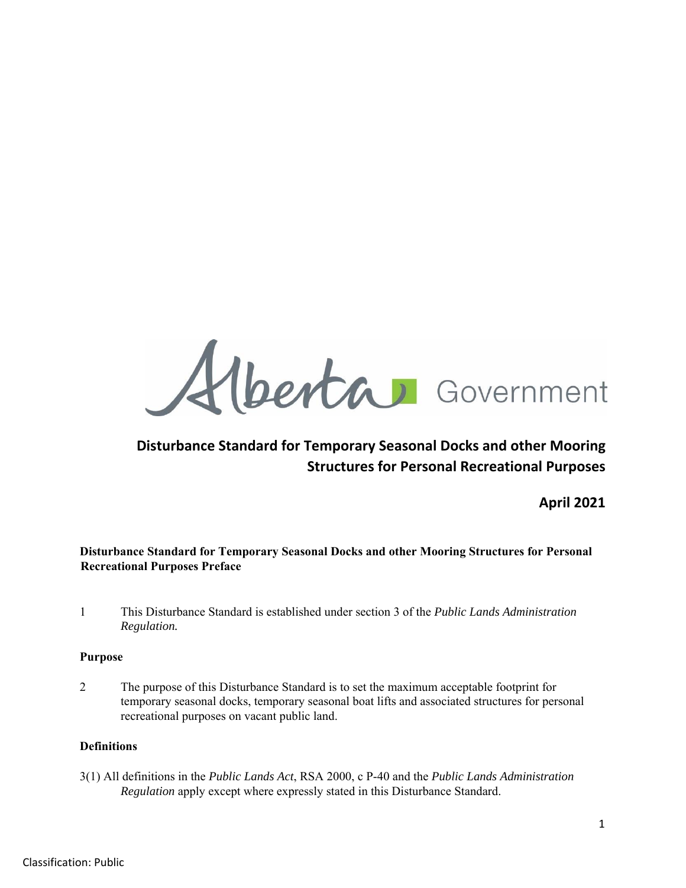Alberta Government

# Disturbance Standard for Temporary Seasonal Docks and other Mooring Structures for Personal Recreational Purposes

**April 2021**

**Disturbance Standard for Temporary Seasonal Docks and other Mooring Structures for Personal Recreational Purposes Preface**

1 This Disturbance Standard is established under section 3 of the *Public Lands Administration Regulation.*

**Purpose**

2 The purpose of this Disturbance Standard is to set the maximum acceptable footprint for temporary seasonal docks, temporary seasonal boat lifts and associated structures for personal recreational purposes on vacant public land.

**Definitions**

3(1) All definitions in the *Public Lands Act*, RSA 2000, c P-40 and the *Public Lands Administration Regulation* apply except where expressly stated in this Disturbance Standard.

Classification: Public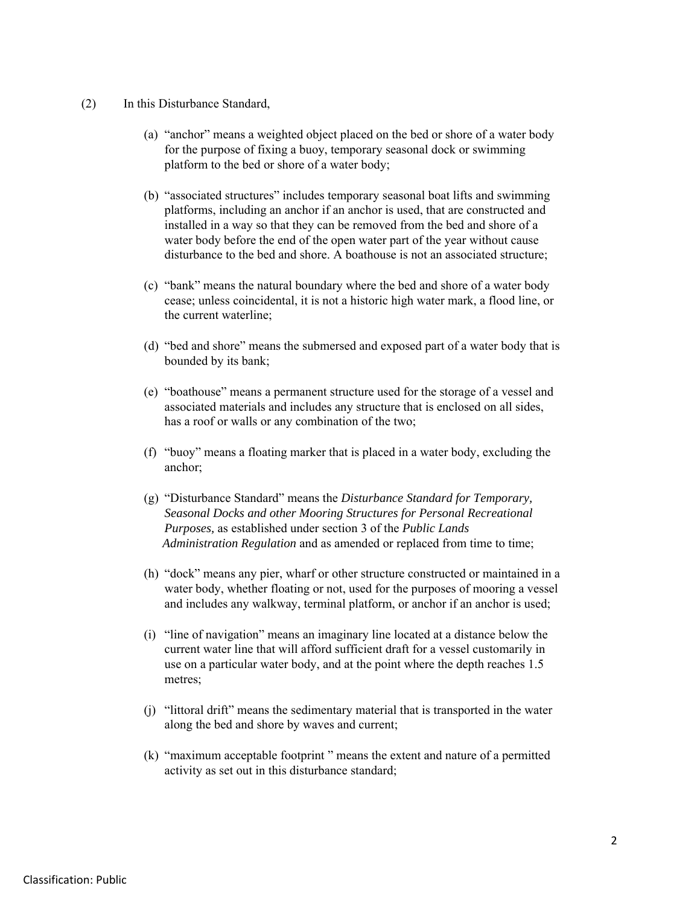(2) In this Disturbance Standard,

(a) "anchor" means a weighted object placed on the bed or shore of a water body for the purpose of fixing a buoy, temporary seasonal dock or swimming platform to the bed or shore of a water body;

(b) "associated structures" includes temporary seasonal boat lifts and swimming platforms, including an anchor if an anchor is used, that are constructed and installed in a way so that they can be removed from the bed and shore of a water body before the end of the open water part of the year without cause disturbance to the bed and shore. A boathouse is not an associated structure;

(c) "bank" means the natural boundary where the bed and shore of a water body cease; unless coincidental, it is not a historic high water mark, a flood line, or the current waterline;

(d) "bed and shore" means the submersed and exposed part of a water body that is bounded by its bank;

(e) "boathouse" means a permanent structure used for the storage of a vessel and associated materials and includes any structure that is enclosed on all sides, has a roof or walls or any combination of the two;

(f) "buoy" means a floating marker that is placed in a water body, excluding the anchor;

(g) "Disturbance Standard" means the *Disturbance Standard for Temporary, Seasonal Docks and other Mooring Structures for Personal Recreational Purposes,* as established under section 3 of the *Public Lands Administration Regulation* and as amended or replaced from time to time;

(h) "dock" means any pier, wharf or other structure constructed or maintained in a water body, whether floating or not, used for the purposes of mooring a vessel and includes any walkway, terminal platform, or anchor if an anchor is used;

(i) "line of navigation" means an imaginary line located at a distance below the current water line that will afford sufficient draft for a vessel customarily in use on a particular water body, and at the point where the depth reaches 1.5 metres;

(j) "littoral drift" means the sedimentary material that is transported in the water along the bed and shore by waves and current;

(k) "maximum acceptable footprint " means the extent and nature of a permitted activity as set out in this disturbance standard;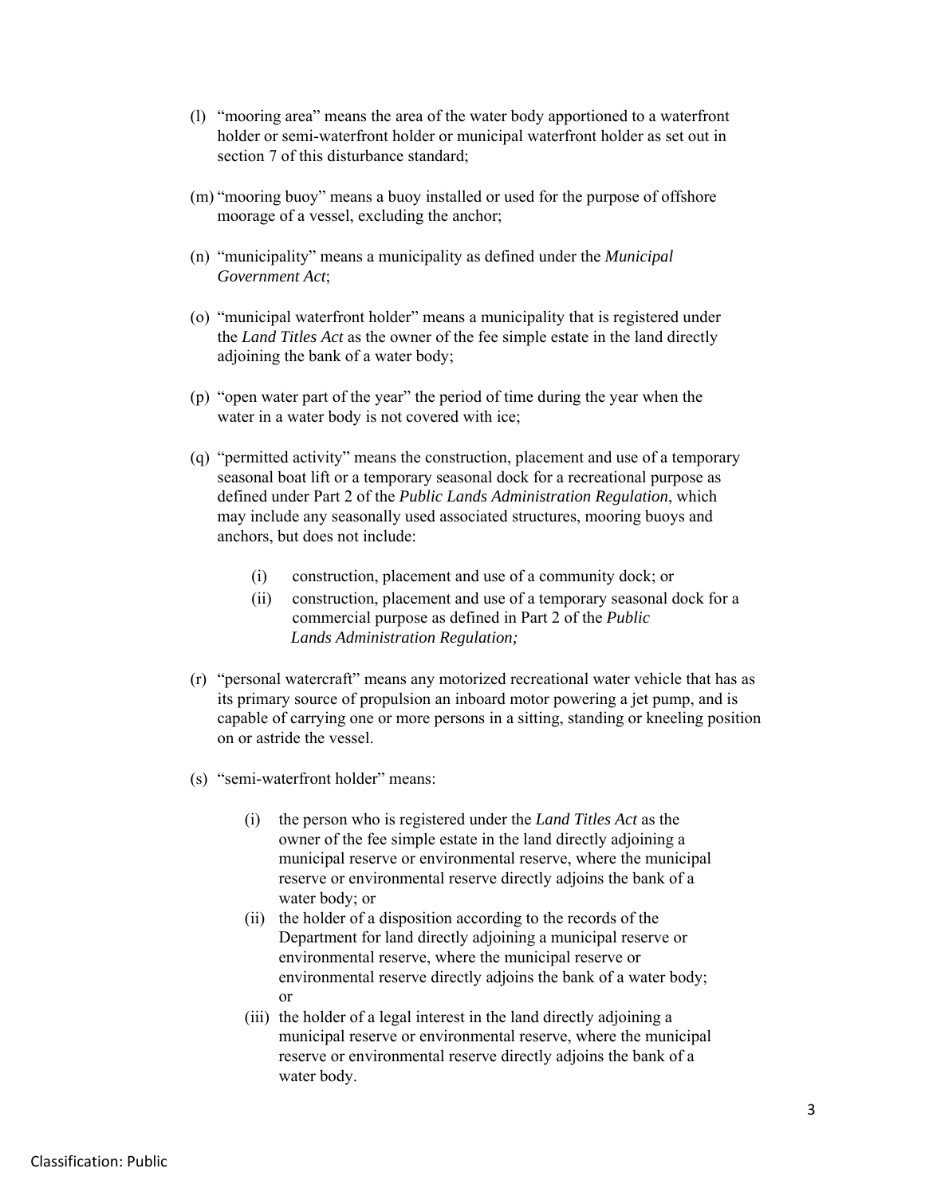(l) "mooring area" means the area of the water body apportioned to a waterfront holder or semi-waterfront holder or municipal waterfront holder as set out in section 7 of this disturbance standard;

(m) "mooring buoy" means a buoy installed or used for the purpose of offshore moorage of a vessel, excluding the anchor;

(n) "municipality" means a municipality as defined under the *Municipal Government Act*;

(o) "municipal waterfront holder" means a municipality that is registered under the *Land Titles Act* as the owner of the fee simple estate in the land directly adjoining the bank of a water body;

(p) "open water part of the year" the period of time during the year when the water in a water body is not covered with ice;

(q) "permitted activity" means the construction, placement and use of a temporary seasonal boat lift or a temporary seasonal dock for a recreational purpose as defined under Part 2 of the *Public Lands Administration Regulation*, which may include any seasonally used associated structures, mooring buoys and anchors, but does not include:

  (i) construction, placement and use of a community dock; or
  
  (ii) construction, placement and use of a temporary seasonal dock for a commercial purpose as defined in Part 2 of the *Public Lands Administration Regulation;*

(r) "personal watercraft" means any motorized recreational water vehicle that has as its primary source of propulsion an inboard motor powering a jet pump, and is capable of carrying one or more persons in a sitting, standing or kneeling position on or astride the vessel.

(s) "semi-waterfront holder" means:

  (i) the person who is registered under the *Land Titles Act* as the owner of the fee simple estate in the land directly adjoining a municipal reserve or environmental reserve, where the municipal reserve or environmental reserve directly adjoins the bank of a water body; or
  
  (ii) the holder of a disposition according to the records of the Department for land directly adjoining a municipal reserve or environmental reserve, where the municipal reserve or environmental reserve directly adjoins the bank of a water body; or
  
  (iii) the holder of a legal interest in the land directly adjoining a municipal reserve or environmental reserve, where the municipal reserve or environmental reserve directly adjoins the bank of a water body.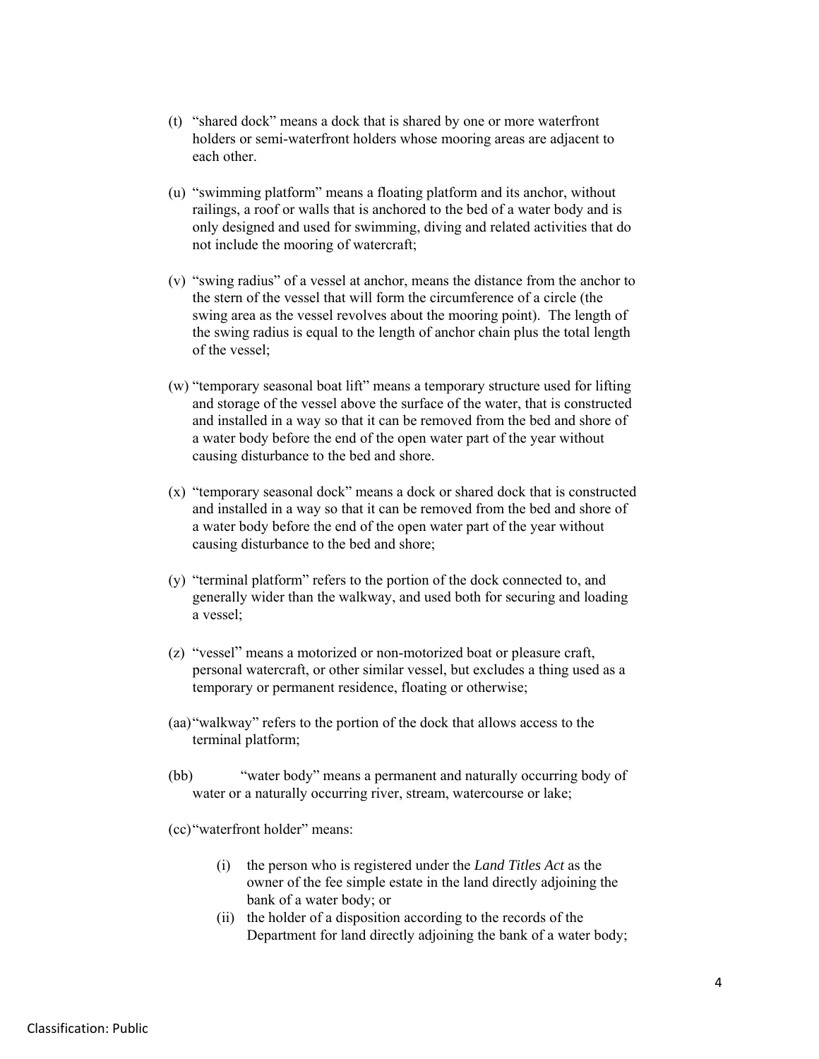(t) "shared dock" means a dock that is shared by one or more waterfront holders or semi-waterfront holders whose mooring areas are adjacent to each other.

(u) "swimming platform" means a floating platform and its anchor, without railings, a roof or walls that is anchored to the bed of a water body and is only designed and used for swimming, diving and related activities that do not include the mooring of watercraft;

(v) "swing radius" of a vessel at anchor, means the distance from the anchor to the stern of the vessel that will form the circumference of a circle (the swing area as the vessel revolves about the mooring point). The length of the swing radius is equal to the length of anchor chain plus the total length of the vessel;

(w) "temporary seasonal boat lift" means a temporary structure used for lifting and storage of the vessel above the surface of the water, that is constructed and installed in a way so that it can be removed from the bed and shore of a water body before the end of the open water part of the year without causing disturbance to the bed and shore.

(x) "temporary seasonal dock" means a dock or shared dock that is constructed and installed in a way so that it can be removed from the bed and shore of a water body before the end of the open water part of the year without causing disturbance to the bed and shore;

(y) "terminal platform" refers to the portion of the dock connected to, and generally wider than the walkway, and used both for securing and loading a vessel;

(z) "vessel" means a motorized or non-motorized boat or pleasure craft, personal watercraft, or other similar vessel, but excludes a thing used as a temporary or permanent residence, floating or otherwise;

(aa) "walkway" refers to the portion of the dock that allows access to the terminal platform;

(bb) "water body" means a permanent and naturally occurring body of water or a naturally occurring river, stream, watercourse or lake;

(cc) "waterfront holder" means:

  (i) the person who is registered under the *Land Titles Act* as the owner of the fee simple estate in the land directly adjoining the bank of a water body; or
  (ii) the holder of a disposition according to the records of the Department for land directly adjoining the bank of a water body;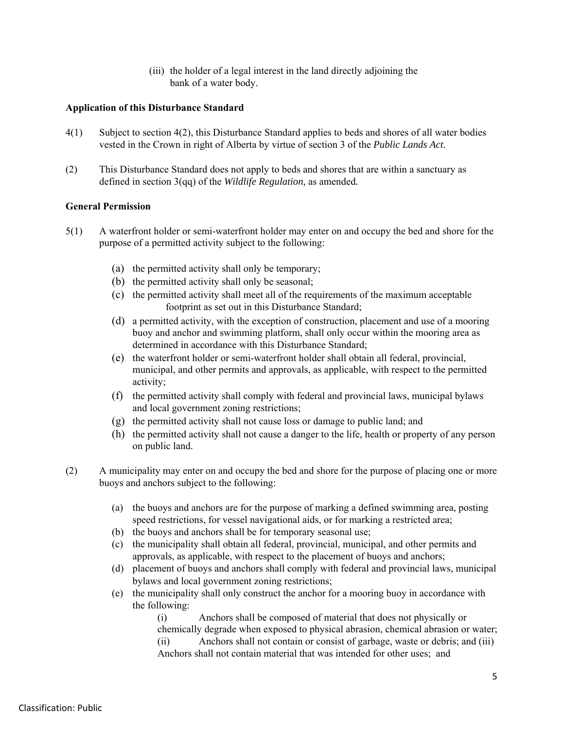(iii) the holder of a legal interest in the land directly adjoining the bank of a water body.

**Application of this Disturbance Standard**

4(1) Subject to section 4(2), this Disturbance Standard applies to beds and shores of all water bodies vested in the Crown in right of Alberta by virtue of section 3 of the *Public Lands Act*.

(2) This Disturbance Standard does not apply to beds and shores that are within a sanctuary as defined in section 3(qq) of the *Wildlife Regulation,* as amended*.*

**General Permission**

5(1) A waterfront holder or semi-waterfront holder may enter on and occupy the bed and shore for the purpose of a permitted activity subject to the following:

- (a) the permitted activity shall only be temporary;
- (b) the permitted activity shall only be seasonal;
- (c) the permitted activity shall meet all of the requirements of the maximum acceptable footprint as set out in this Disturbance Standard;
- (d) a permitted activity, with the exception of construction, placement and use of a mooring buoy and anchor and swimming platform, shall only occur within the mooring area as determined in accordance with this Disturbance Standard;
- (e) the waterfront holder or semi-waterfront holder shall obtain all federal, provincial, municipal, and other permits and approvals, as applicable, with respect to the permitted activity;
- (f) the permitted activity shall comply with federal and provincial laws, municipal bylaws and local government zoning restrictions;
- (g) the permitted activity shall not cause loss or damage to public land; and
- (h) the permitted activity shall not cause a danger to the life, health or property of any person on public land.

(2) A municipality may enter on and occupy the bed and shore for the purpose of placing one or more buoys and anchors subject to the following:

- (a) the buoys and anchors are for the purpose of marking a defined swimming area, posting speed restrictions, for vessel navigational aids, or for marking a restricted area;
- (b) the buoys and anchors shall be for temporary seasonal use;
- (c) the municipality shall obtain all federal, provincial, municipal, and other permits and approvals, as applicable, with respect to the placement of buoys and anchors;
- (d) placement of buoys and anchors shall comply with federal and provincial laws, municipal bylaws and local government zoning restrictions;
- (e) the municipality shall only construct the anchor for a mooring buoy in accordance with the following:

  (i) Anchors shall be composed of material that does not physically or chemically degrade when exposed to physical abrasion, chemical abrasion or water;
  (ii) Anchors shall not contain or consist of garbage, waste or debris; and (iii) Anchors shall not contain material that was intended for other uses; and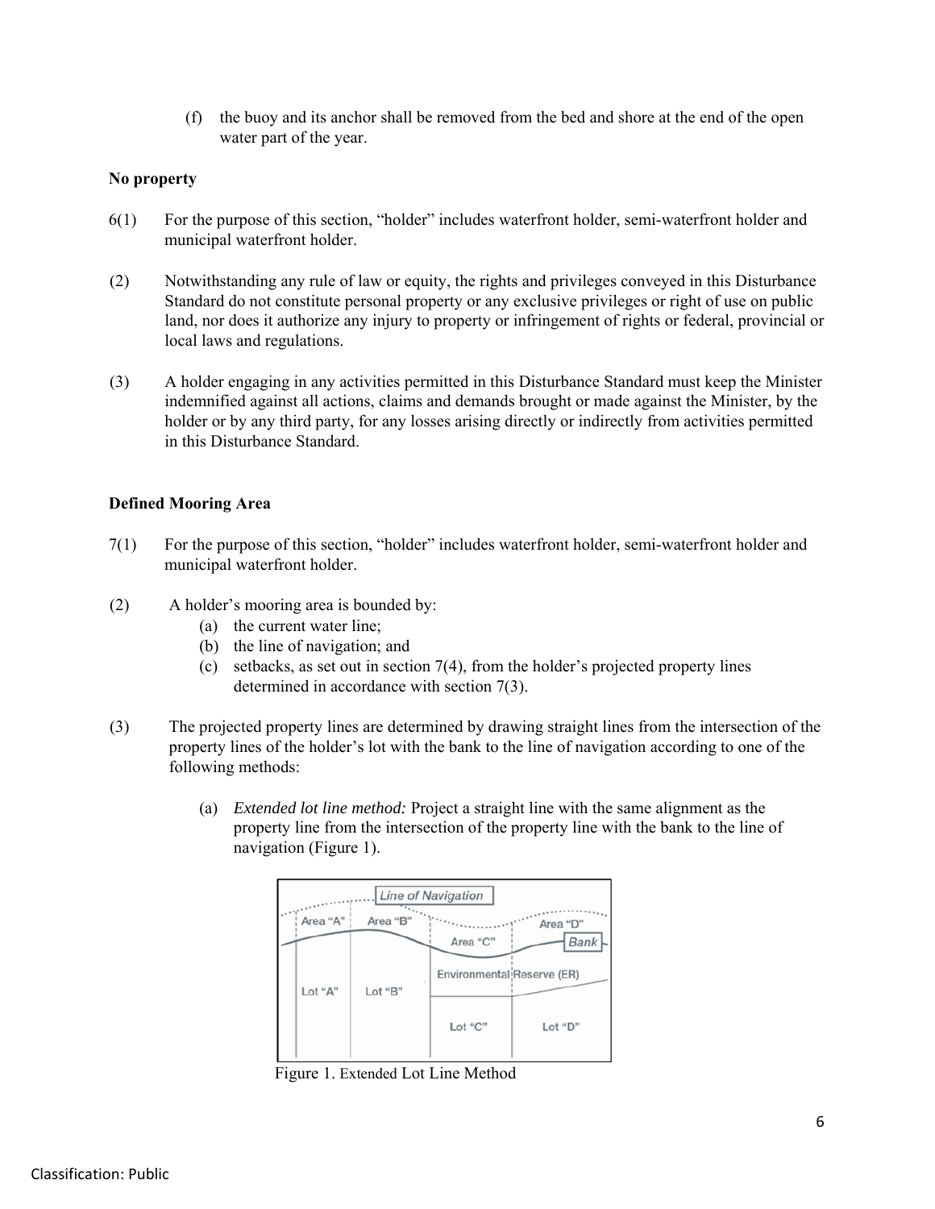(f) the buoy and its anchor shall be removed from the bed and shore at the end of the open water part of the year.

**No property**

6(1) For the purpose of this section, "holder" includes waterfront holder, semi-waterfront holder and municipal waterfront holder.

(2) Notwithstanding any rule of law or equity, the rights and privileges conveyed in this Disturbance Standard do not constitute personal property or any exclusive privileges or right of use on public land, nor does it authorize any injury to property or infringement of rights or federal, provincial or local laws and regulations.

(3) A holder engaging in any activities permitted in this Disturbance Standard must keep the Minister indemnified against all actions, claims and demands brought or made against the Minister, by the holder or by any third party, for any losses arising directly or indirectly from activities permitted in this Disturbance Standard.

**Defined Mooring Area**

7(1) For the purpose of this section, "holder" includes waterfront holder, semi-waterfront holder and municipal waterfront holder.

(2) A holder's mooring area is bounded by:

- (a) the current water line;
- (b) the line of navigation; and
- (c) setbacks, as set out in section 7(4), from the holder's projected property lines determined in accordance with section 7(3).

(3) The projected property lines are determined by drawing straight lines from the intersection of the property lines of the holder's lot with the bank to the line of navigation according to one of the following methods:

- (a) *Extended lot line method:* Project a straight line with the same alignment as the property line from the intersection of the property line with the bank to the line of navigation (Figure 1).

Figure 1. Extended Lot Line Method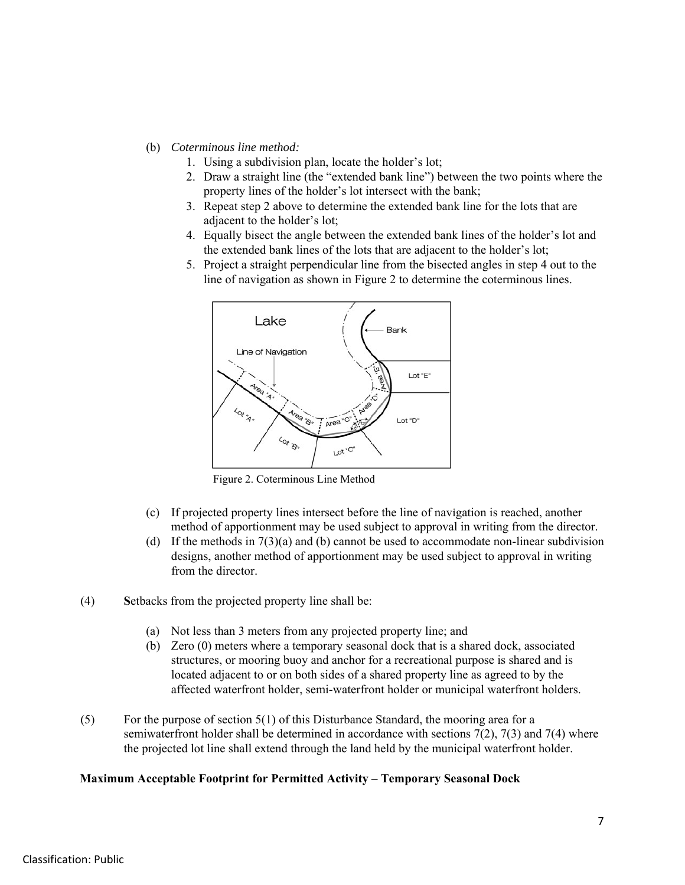(b) *Coterminous line method:*

1. Using a subdivision plan, locate the holder's lot;
2. Draw a straight line (the "extended bank line") between the two points where the property lines of the holder's lot intersect with the bank;
3. Repeat step 2 above to determine the extended bank line for the lots that are adjacent to the holder's lot;
4. Equally bisect the angle between the extended bank lines of the holder's lot and the extended bank lines of the lots that are adjacent to the holder's lot;
5. Project a straight perpendicular line from the bisected angles in step 4 out to the line of navigation as shown in Figure 2 to determine the coterminous lines.

Figure 2. Coterminous Line Method

(c) If projected property lines intersect before the line of navigation is reached, another method of apportionment may be used subject to approval in writing from the director.

(d) If the methods in 7(3)(a) and (b) cannot be used to accommodate non-linear subdivision designs, another method of apportionment may be used subject to approval in writing from the director.

(4) **S**etbacks from the projected property line shall be:

(a) Not less than 3 meters from any projected property line; and

(b) Zero (0) meters where a temporary seasonal dock that is a shared dock, associated structures, or mooring buoy and anchor for a recreational purpose is shared and is located adjacent to or on both sides of a shared property line as agreed to by the affected waterfront holder, semi-waterfront holder or municipal waterfront holders.

(5) For the purpose of section 5(1) of this Disturbance Standard, the mooring area for a semiwaterfront holder shall be determined in accordance with sections 7(2), 7(3) and 7(4) where the projected lot line shall extend through the land held by the municipal waterfront holder.

**Maximum Acceptable Footprint for Permitted Activity – Temporary Seasonal Dock**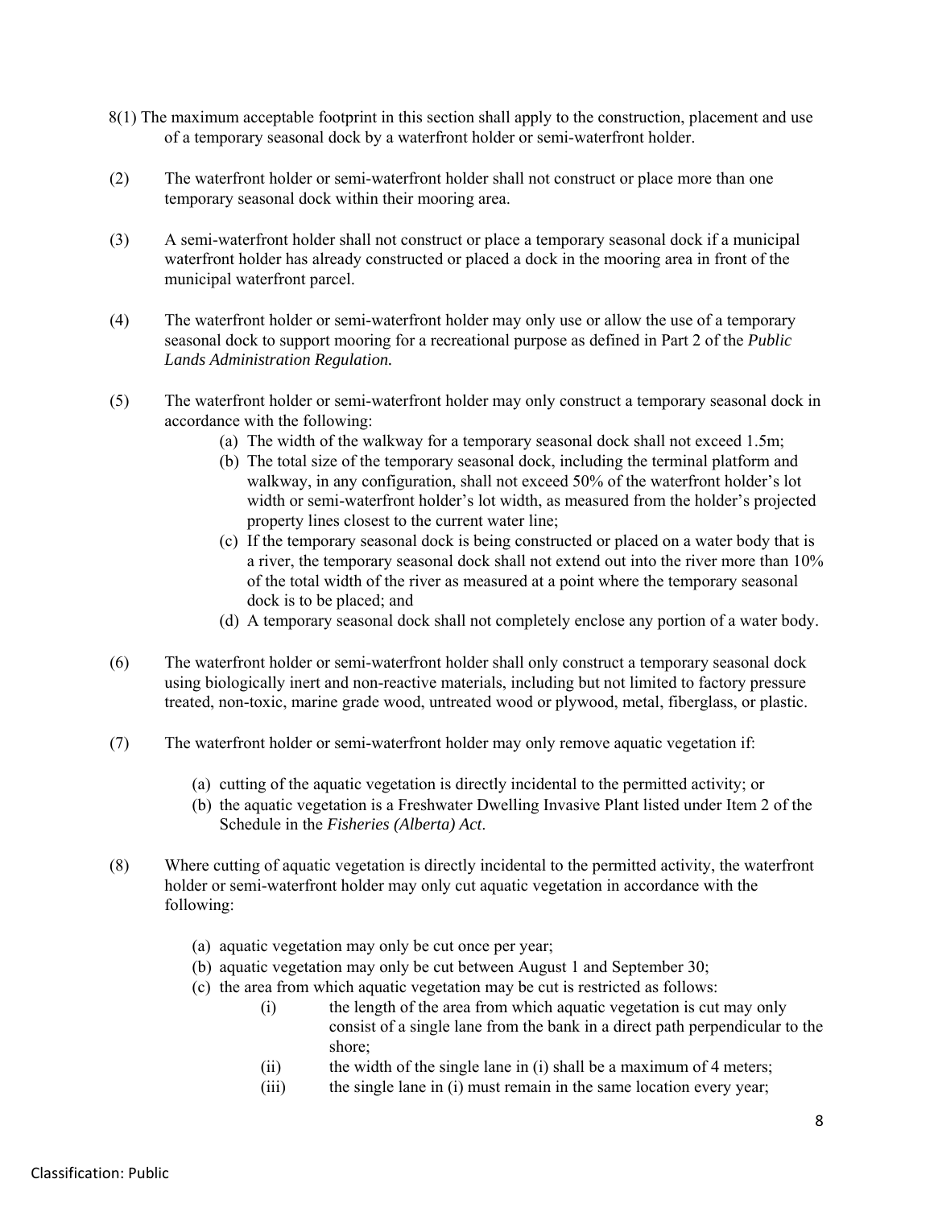8(1) The maximum acceptable footprint in this section shall apply to the construction, placement and use of a temporary seasonal dock by a waterfront holder or semi-waterfront holder.

(2) The waterfront holder or semi-waterfront holder shall not construct or place more than one temporary seasonal dock within their mooring area.

(3) A semi-waterfront holder shall not construct or place a temporary seasonal dock if a municipal waterfront holder has already constructed or placed a dock in the mooring area in front of the municipal waterfront parcel.

(4) The waterfront holder or semi-waterfront holder may only use or allow the use of a temporary seasonal dock to support mooring for a recreational purpose as defined in Part 2 of the *Public Lands Administration Regulation.*

(5) The waterfront holder or semi-waterfront holder may only construct a temporary seasonal dock in accordance with the following:

- (a) The width of the walkway for a temporary seasonal dock shall not exceed 1.5m;
- (b) The total size of the temporary seasonal dock, including the terminal platform and walkway, in any configuration, shall not exceed 50% of the waterfront holder's lot width or semi-waterfront holder's lot width, as measured from the holder's projected property lines closest to the current water line;
- (c) If the temporary seasonal dock is being constructed or placed on a water body that is a river, the temporary seasonal dock shall not extend out into the river more than 10% of the total width of the river as measured at a point where the temporary seasonal dock is to be placed; and
- (d) A temporary seasonal dock shall not completely enclose any portion of a water body.

(6) The waterfront holder or semi-waterfront holder shall only construct a temporary seasonal dock using biologically inert and non-reactive materials, including but not limited to factory pressure treated, non-toxic, marine grade wood, untreated wood or plywood, metal, fiberglass, or plastic.

(7) The waterfront holder or semi-waterfront holder may only remove aquatic vegetation if:

- (a) cutting of the aquatic vegetation is directly incidental to the permitted activity; or
- (b) the aquatic vegetation is a Freshwater Dwelling Invasive Plant listed under Item 2 of the Schedule in the *Fisheries (Alberta) Act*.

(8) Where cutting of aquatic vegetation is directly incidental to the permitted activity, the waterfront holder or semi-waterfront holder may only cut aquatic vegetation in accordance with the following:

- (a) aquatic vegetation may only be cut once per year;
- (b) aquatic vegetation may only be cut between August 1 and September 30;
- (c) the area from which aquatic vegetation may be cut is restricted as follows:
  - (i) the length of the area from which aquatic vegetation is cut may only consist of a single lane from the bank in a direct path perpendicular to the shore;
  - (ii) the width of the single lane in (i) shall be a maximum of 4 meters;
  - (iii) the single lane in (i) must remain in the same location every year;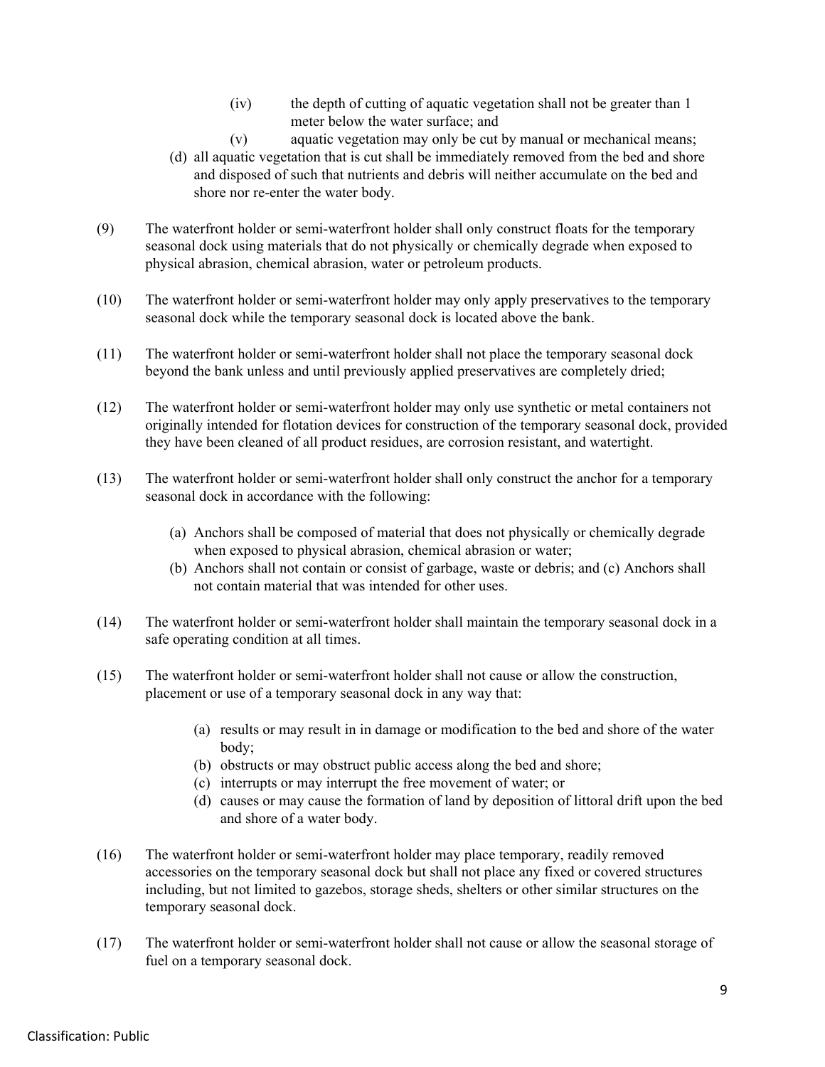(iv) the depth of cutting of aquatic vegetation shall not be greater than 1 meter below the water surface; and

(v) aquatic vegetation may only be cut by manual or mechanical means;

(d) all aquatic vegetation that is cut shall be immediately removed from the bed and shore and disposed of such that nutrients and debris will neither accumulate on the bed and shore nor re-enter the water body.

(9) The waterfront holder or semi-waterfront holder shall only construct floats for the temporary seasonal dock using materials that do not physically or chemically degrade when exposed to physical abrasion, chemical abrasion, water or petroleum products.

(10) The waterfront holder or semi-waterfront holder may only apply preservatives to the temporary seasonal dock while the temporary seasonal dock is located above the bank.

(11) The waterfront holder or semi-waterfront holder shall not place the temporary seasonal dock beyond the bank unless and until previously applied preservatives are completely dried;

(12) The waterfront holder or semi-waterfront holder may only use synthetic or metal containers not originally intended for flotation devices for construction of the temporary seasonal dock, provided they have been cleaned of all product residues, are corrosion resistant, and watertight.

(13) The waterfront holder or semi-waterfront holder shall only construct the anchor for a temporary seasonal dock in accordance with the following:

(a) Anchors shall be composed of material that does not physically or chemically degrade when exposed to physical abrasion, chemical abrasion or water;

(b) Anchors shall not contain or consist of garbage, waste or debris; and (c) Anchors shall not contain material that was intended for other uses.

(14) The waterfront holder or semi-waterfront holder shall maintain the temporary seasonal dock in a safe operating condition at all times.

(15) The waterfront holder or semi-waterfront holder shall not cause or allow the construction, placement or use of a temporary seasonal dock in any way that:

(a) results or may result in in damage or modification to the bed and shore of the water body;

(b) obstructs or may obstruct public access along the bed and shore;

(c) interrupts or may interrupt the free movement of water; or

(d) causes or may cause the formation of land by deposition of littoral drift upon the bed and shore of a water body.

(16) The waterfront holder or semi-waterfront holder may place temporary, readily removed accessories on the temporary seasonal dock but shall not place any fixed or covered structures including, but not limited to gazebos, storage sheds, shelters or other similar structures on the temporary seasonal dock.

(17) The waterfront holder or semi-waterfront holder shall not cause or allow the seasonal storage of fuel on a temporary seasonal dock.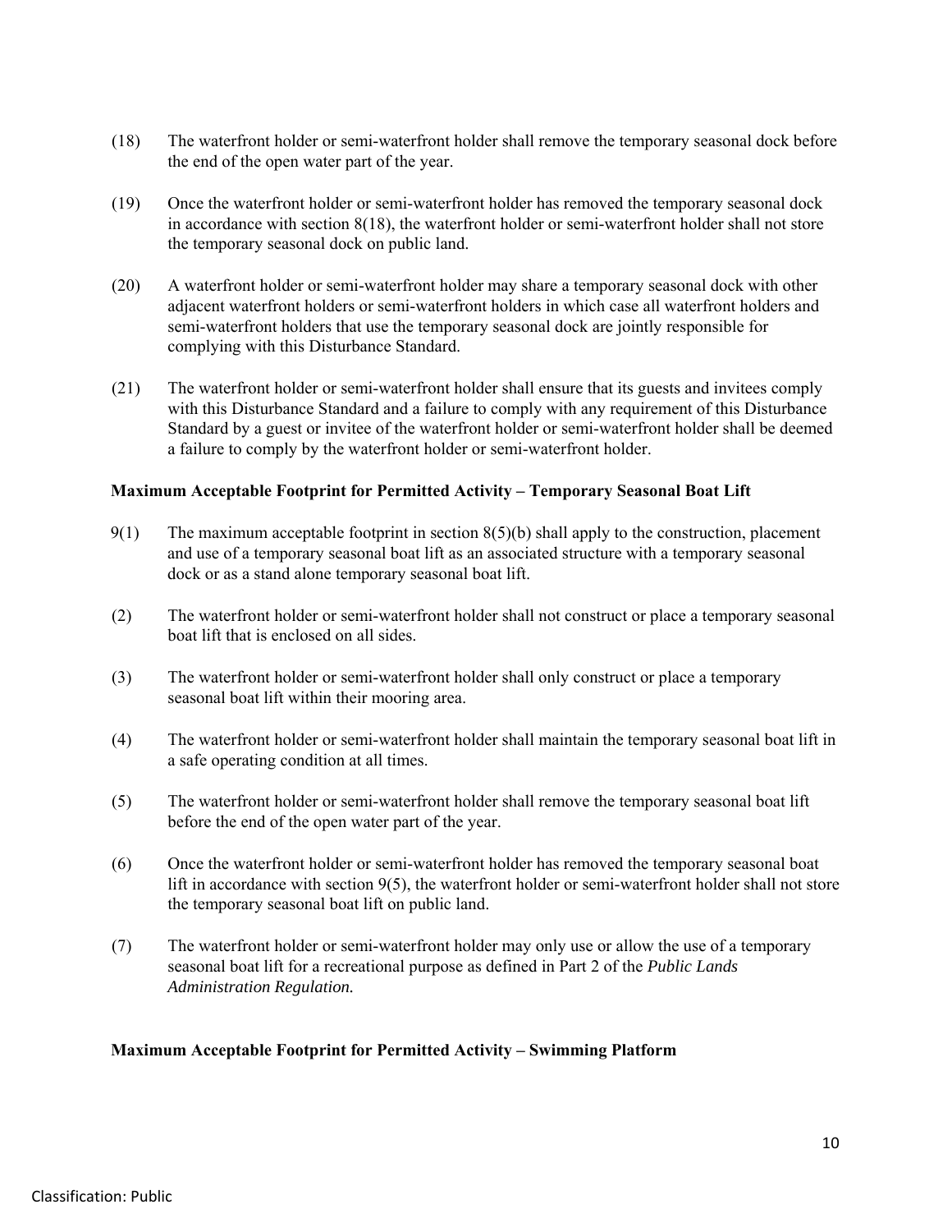(18) The waterfront holder or semi-waterfront holder shall remove the temporary seasonal dock before the end of the open water part of the year.

(19) Once the waterfront holder or semi-waterfront holder has removed the temporary seasonal dock in accordance with section 8(18), the waterfront holder or semi-waterfront holder shall not store the temporary seasonal dock on public land.

(20) A waterfront holder or semi-waterfront holder may share a temporary seasonal dock with other adjacent waterfront holders or semi-waterfront holders in which case all waterfront holders and semi-waterfront holders that use the temporary seasonal dock are jointly responsible for complying with this Disturbance Standard.

(21) The waterfront holder or semi-waterfront holder shall ensure that its guests and invitees comply with this Disturbance Standard and a failure to comply with any requirement of this Disturbance Standard by a guest or invitee of the waterfront holder or semi-waterfront holder shall be deemed a failure to comply by the waterfront holder or semi-waterfront holder.

**Maximum Acceptable Footprint for Permitted Activity – Temporary Seasonal Boat Lift**

9(1) The maximum acceptable footprint in section 8(5)(b) shall apply to the construction, placement and use of a temporary seasonal boat lift as an associated structure with a temporary seasonal dock or as a stand alone temporary seasonal boat lift.

(2) The waterfront holder or semi-waterfront holder shall not construct or place a temporary seasonal boat lift that is enclosed on all sides.

(3) The waterfront holder or semi-waterfront holder shall only construct or place a temporary seasonal boat lift within their mooring area.

(4) The waterfront holder or semi-waterfront holder shall maintain the temporary seasonal boat lift in a safe operating condition at all times.

(5) The waterfront holder or semi-waterfront holder shall remove the temporary seasonal boat lift before the end of the open water part of the year.

(6) Once the waterfront holder or semi-waterfront holder has removed the temporary seasonal boat lift in accordance with section 9(5), the waterfront holder or semi-waterfront holder shall not store the temporary seasonal boat lift on public land.

(7) The waterfront holder or semi-waterfront holder may only use or allow the use of a temporary seasonal boat lift for a recreational purpose as defined in Part 2 of the *Public Lands Administration Regulation.*

**Maximum Acceptable Footprint for Permitted Activity – Swimming Platform**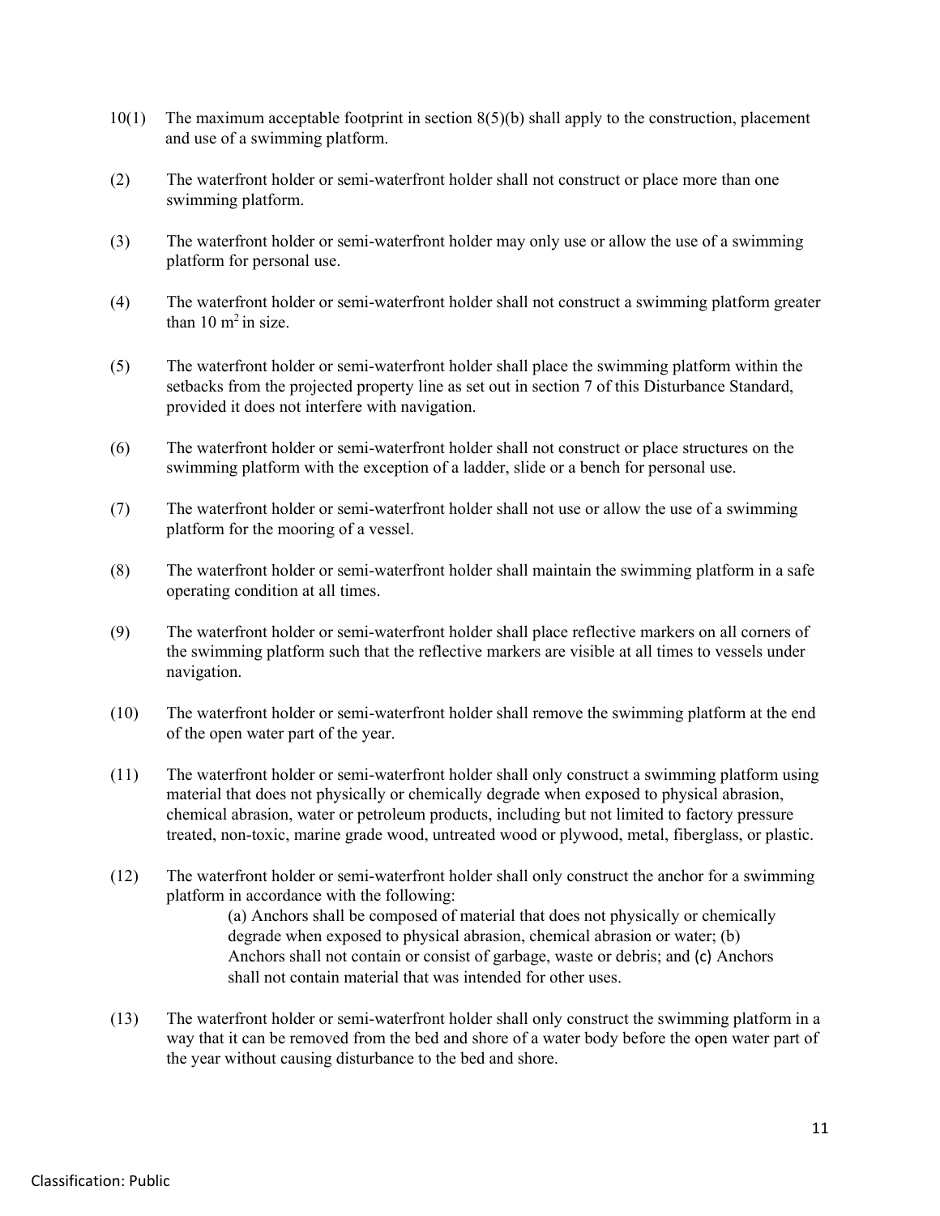10(1) The maximum acceptable footprint in section 8(5)(b) shall apply to the construction, placement and use of a swimming platform.

(2) The waterfront holder or semi-waterfront holder shall not construct or place more than one swimming platform.

(3) The waterfront holder or semi-waterfront holder may only use or allow the use of a swimming platform for personal use.

(4) The waterfront holder or semi-waterfront holder shall not construct a swimming platform greater than 10 $m^2$ in size.

(5) The waterfront holder or semi-waterfront holder shall place the swimming platform within the setbacks from the projected property line as set out in section 7 of this Disturbance Standard, provided it does not interfere with navigation.

(6) The waterfront holder or semi-waterfront holder shall not construct or place structures on the swimming platform with the exception of a ladder, slide or a bench for personal use.

(7) The waterfront holder or semi-waterfront holder shall not use or allow the use of a swimming platform for the mooring of a vessel.

(8) The waterfront holder or semi-waterfront holder shall maintain the swimming platform in a safe operating condition at all times.

(9) The waterfront holder or semi-waterfront holder shall place reflective markers on all corners of the swimming platform such that the reflective markers are visible at all times to vessels under navigation.

(10) The waterfront holder or semi-waterfront holder shall remove the swimming platform at the end of the open water part of the year.

(11) The waterfront holder or semi-waterfront holder shall only construct a swimming platform using material that does not physically or chemically degrade when exposed to physical abrasion, chemical abrasion, water or petroleum products, including but not limited to factory pressure treated, non-toxic, marine grade wood, untreated wood or plywood, metal, fiberglass, or plastic.

(12) The waterfront holder or semi-waterfront holder shall only construct the anchor for a swimming platform in accordance with the following:
(a) Anchors shall be composed of material that does not physically or chemically degrade when exposed to physical abrasion, chemical abrasion or water; (b) Anchors shall not contain or consist of garbage, waste or debris; and (c) Anchors shall not contain material that was intended for other uses.

(13) The waterfront holder or semi-waterfront holder shall only construct the swimming platform in a way that it can be removed from the bed and shore of a water body before the open water part of the year without causing disturbance to the bed and shore.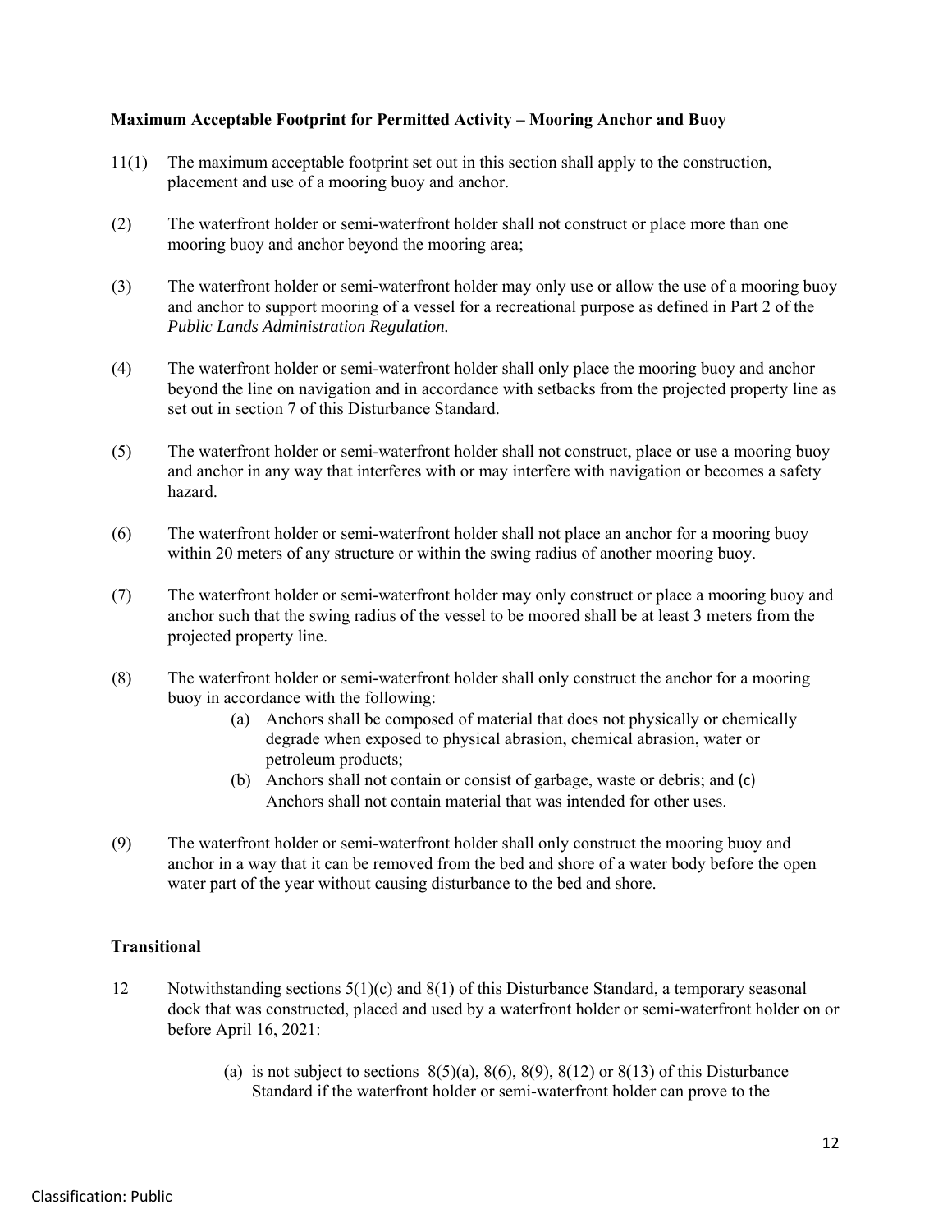**Maximum Acceptable Footprint for Permitted Activity – Mooring Anchor and Buoy**

11(1) The maximum acceptable footprint set out in this section shall apply to the construction, placement and use of a mooring buoy and anchor.

(2) The waterfront holder or semi-waterfront holder shall not construct or place more than one mooring buoy and anchor beyond the mooring area;

(3) The waterfront holder or semi-waterfront holder may only use or allow the use of a mooring buoy and anchor to support mooring of a vessel for a recreational purpose as defined in Part 2 of the *Public Lands Administration Regulation.*

(4) The waterfront holder or semi-waterfront holder shall only place the mooring buoy and anchor beyond the line on navigation and in accordance with setbacks from the projected property line as set out in section 7 of this Disturbance Standard.

(5) The waterfront holder or semi-waterfront holder shall not construct, place or use a mooring buoy and anchor in any way that interferes with or may interfere with navigation or becomes a safety hazard.

(6) The waterfront holder or semi-waterfront holder shall not place an anchor for a mooring buoy within 20 meters of any structure or within the swing radius of another mooring buoy.

(7) The waterfront holder or semi-waterfront holder may only construct or place a mooring buoy and anchor such that the swing radius of the vessel to be moored shall be at least 3 meters from the projected property line.

(8) The waterfront holder or semi-waterfront holder shall only construct the anchor for a mooring buoy in accordance with the following:

- (a) Anchors shall be composed of material that does not physically or chemically degrade when exposed to physical abrasion, chemical abrasion, water or petroleum products;
- (b) Anchors shall not contain or consist of garbage, waste or debris; and (c) Anchors shall not contain material that was intended for other uses.

(9) The waterfront holder or semi-waterfront holder shall only construct the mooring buoy and anchor in a way that it can be removed from the bed and shore of a water body before the open water part of the year without causing disturbance to the bed and shore.

**Transitional**

12 Notwithstanding sections 5(1)(c) and 8(1) of this Disturbance Standard, a temporary seasonal dock that was constructed, placed and used by a waterfront holder or semi-waterfront holder on or before April 16, 2021:

- (a) is not subject to sections 8(5)(a), 8(6), 8(9), 8(12) or 8(13) of this Disturbance Standard if the waterfront holder or semi-waterfront holder can prove to the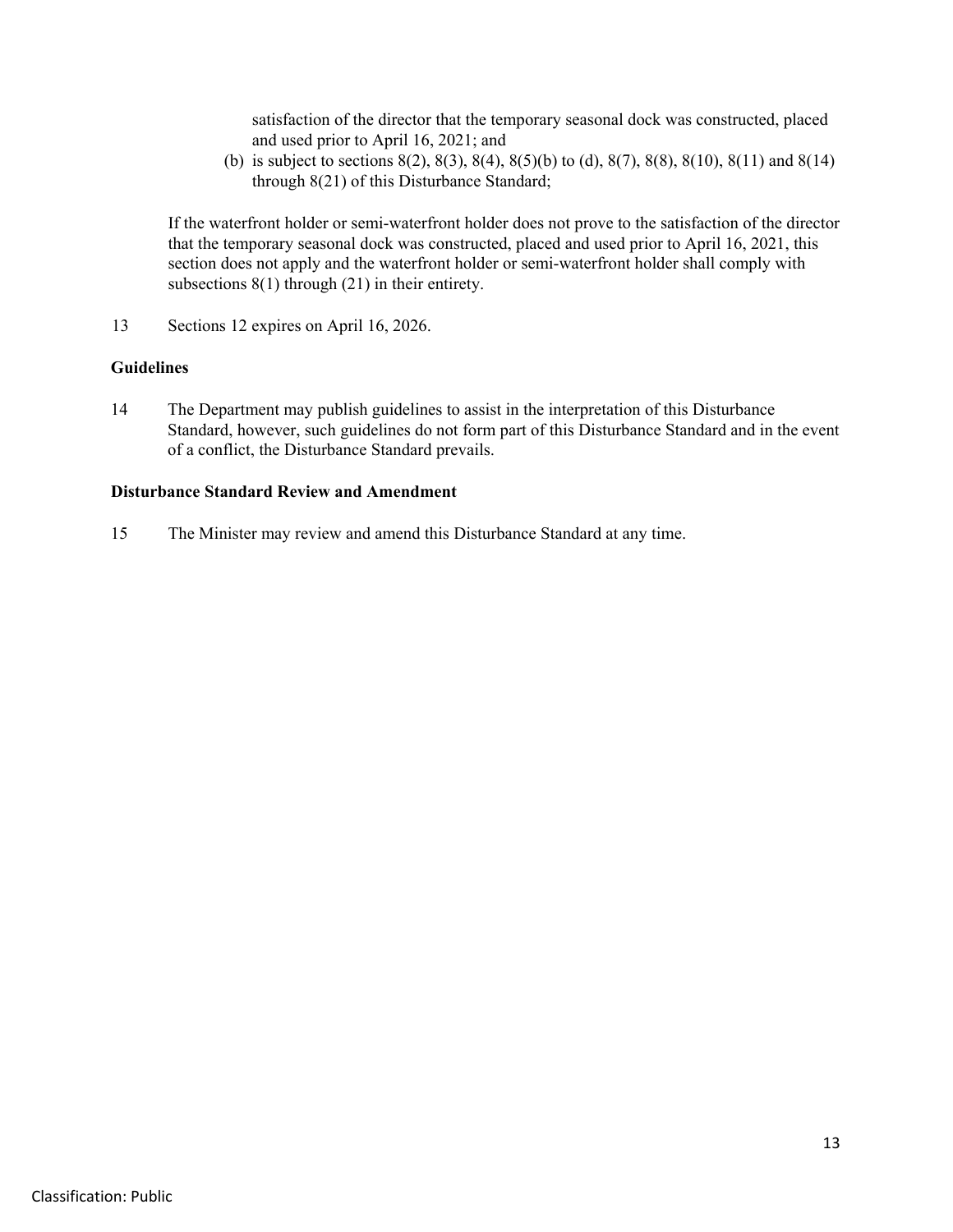satisfaction of the director that the temporary seasonal dock was constructed, placed and used prior to April 16, 2021; and

(b) is subject to sections 8(2), 8(3), 8(4), 8(5)(b) to (d), 8(7), 8(8), 8(10), 8(11) and 8(14) through 8(21) of this Disturbance Standard;

If the waterfront holder or semi-waterfront holder does not prove to the satisfaction of the director that the temporary seasonal dock was constructed, placed and used prior to April 16, 2021, this section does not apply and the waterfront holder or semi-waterfront holder shall comply with subsections 8(1) through (21) in their entirety.

13 Sections 12 expires on April 16, 2026.

**Guidelines**

14 The Department may publish guidelines to assist in the interpretation of this Disturbance Standard, however, such guidelines do not form part of this Disturbance Standard and in the event of a conflict, the Disturbance Standard prevails.

**Disturbance Standard Review and Amendment**

15 The Minister may review and amend this Disturbance Standard at any time.

Classification: Public